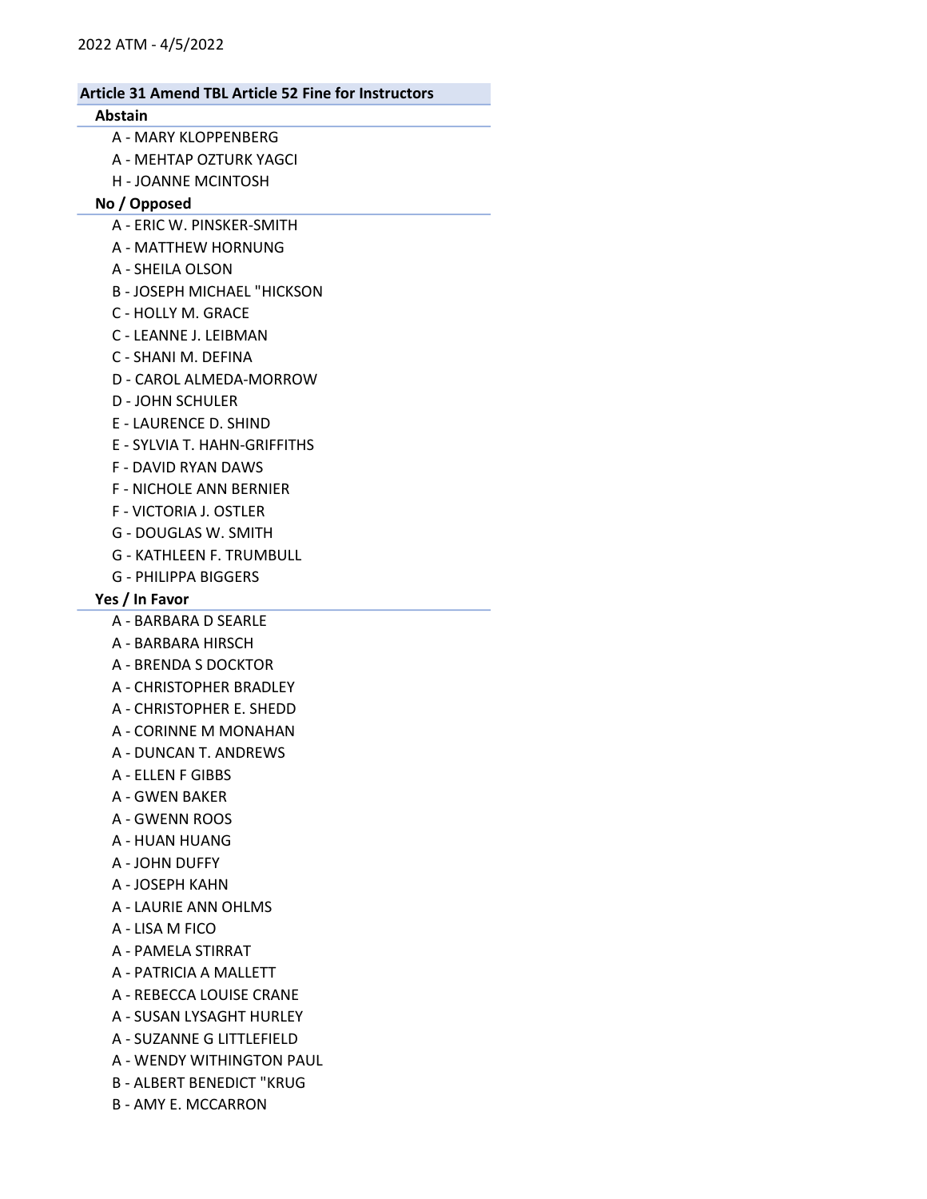2022 ATM - 4/5/2022

## Article 31 Amend TBL Article 52 Fine for Instructors

### Abstain

- A - MARY KLOPPENBERG
- A - MEHTAP OZTURK YAGCI
- H - JOANNE MCINTOSH

### No / Opposed

- A - ERIC W. PINSKER-SMITH
- A - MATTHEW HORNUNG
- A - SHEILA OLSON
- B - JOSEPH MICHAEL "HICKSON
- C - HOLLY M. GRACE
- C - LEANNE J. LEIBMAN
- C - SHANI M. DEFINA
- D - CAROL ALMEDA-MORROW
- D - JOHN SCHULER
- E - LAURENCE D. SHIND
- E - SYLVIA T. HAHN-GRIFFITHS
- F - DAVID RYAN DAWS
- F - NICHOLE ANN BERNIER
- F - VICTORIA J. OSTLER
- G - DOUGLAS W. SMITH
- G - KATHLEEN F. TRUMBULL
- G - PHILIPPA BIGGERS

### Yes / In Favor

- A - BARBARA D SEARLE
- A - BARBARA HIRSCH
- A - BRENDA S DOCKTOR
- A - CHRISTOPHER BRADLEY
- A - CHRISTOPHER E. SHEDD
- A - CORINNE M MONAHAN
- A - DUNCAN T. ANDREWS
- A - ELLEN F GIBBS
- A - GWEN BAKER
- A - GWENN ROOS
- A - HUAN HUANG
- A - JOHN DUFFY
- A - JOSEPH KAHN
- A - LAURIE ANN OHLMS
- A - LISA M FICO
- A - PAMELA STIRRAT
- A - PATRICIA A MALLETT
- A - REBECCA LOUISE CRANE
- A - SUSAN LYSAGHT HURLEY
- A - SUZANNE G LITTLEFIELD
- A - WENDY WITHINGTON PAUL
- B - ALBERT BENEDICT "KRUG
- B - AMY E. MCCARRON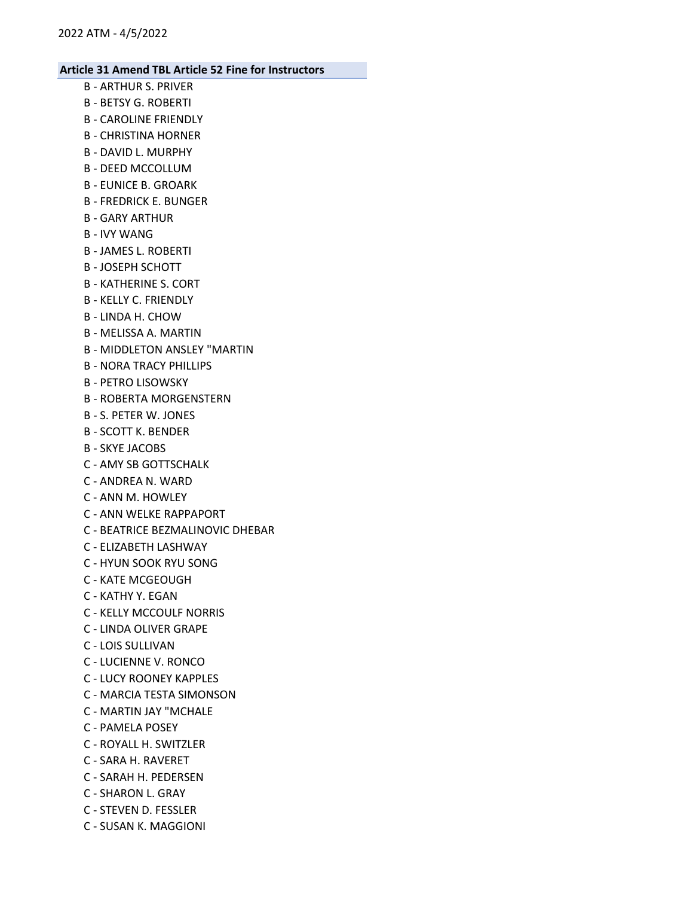### Article 31 Amend TBL Article 52 Fine for Instructors

B - ARTHUR S. PRIVER
B - BETSY G. ROBERTI
B - CAROLINE FRIENDLY
B - CHRISTINA HORNER
B - DAVID L. MURPHY
B - DEED MCCOLLUM
B - EUNICE B. GROARK
B - FREDRICK E. BUNGER
B - GARY ARTHUR
B - IVY WANG
B - JAMES L. ROBERTI
B - JOSEPH SCHOTT
B - KATHERINE S. CORT
B - KELLY C. FRIENDLY
B - LINDA H. CHOW
B - MELISSA A. MARTIN
B - MIDDLETON ANSLEY "MARTIN
B - NORA TRACY PHILLIPS
B - PETRO LISOWSKY
B - ROBERTA MORGENSTERN
B - S. PETER W. JONES
B - SCOTT K. BENDER
B - SKYE JACOBS
C - AMY SB GOTTSCHALK
C - ANDREA N. WARD
C - ANN M. HOWLEY
C - ANN WELKE RAPPAPORT
C - BEATRICE BEZMALINOVIC DHEBAR
C - ELIZABETH LASHWAY
C - HYUN SOOK RYU SONG
C - KATE MCGEOUGH
C - KATHY Y. EGAN
C - KELLY MCCOULF NORRIS
C - LINDA OLIVER GRAPE
C - LOIS SULLIVAN
C - LUCIENNE V. RONCO
C - LUCY ROONEY KAPPLES
C - MARCIA TESTA SIMONSON
C - MARTIN JAY "MCHALE
C - PAMELA POSEY
C - ROYALL H. SWITZLER
C - SARA H. RAVERET
C - SARAH H. PEDERSEN
C - SHARON L. GRAY
C - STEVEN D. FESSLER
C - SUSAN K. MAGGIONI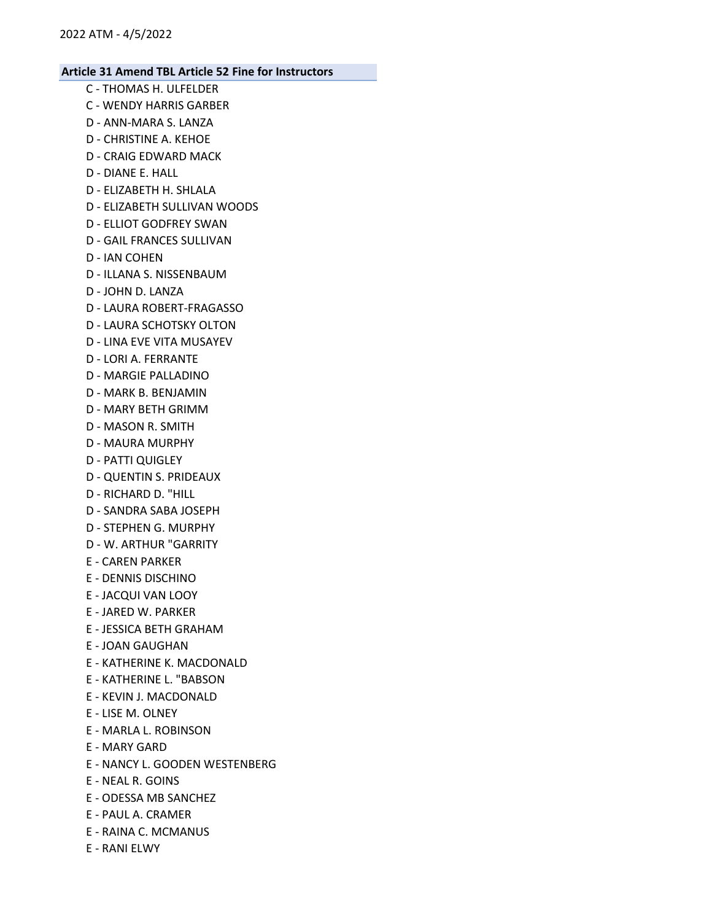**Article 31 Amend TBL Article 52 Fine for Instructors**

C - THOMAS H. ULFELDER
C - WENDY HARRIS GARBER
D - ANN-MARA S. LANZA
D - CHRISTINE A. KEHOE
D - CRAIG EDWARD MACK
D - DIANE E. HALL
D - ELIZABETH H. SHLALA
D - ELIZABETH SULLIVAN WOODS
D - ELLIOT GODFREY SWAN
D - GAIL FRANCES SULLIVAN
D - IAN COHEN
D - ILLANA S. NISSENBAUM
D - JOHN D. LANZA
D - LAURA ROBERT-FRAGASSO
D - LAURA SCHOTSKY OLTON
D - LINA EVE VITA MUSAYEV
D - LORI A. FERRANTE
D - MARGIE PALLADINO
D - MARK B. BENJAMIN
D - MARY BETH GRIMM
D - MASON R. SMITH
D - MAURA MURPHY
D - PATTI QUIGLEY
D - QUENTIN S. PRIDEAUX
D - RICHARD D. "HILL
D - SANDRA SABA JOSEPH
D - STEPHEN G. MURPHY
D - W. ARTHUR "GARRITY
E - CAREN PARKER
E - DENNIS DISCHINO
E - JACQUI VAN LOOY
E - JARED W. PARKER
E - JESSICA BETH GRAHAM
E - JOAN GAUGHAN
E - KATHERINE K. MACDONALD
E - KATHERINE L. "BABSON
E - KEVIN J. MACDONALD
E - LISE M. OLNEY
E - MARLA L. ROBINSON
E - MARY GARD
E - NANCY L. GOODEN WESTENBERG
E - NEAL R. GOINS
E - ODESSA MB SANCHEZ
E - PAUL A. CRAMER
E - RAINA C. MCMANUS
E - RANI ELWY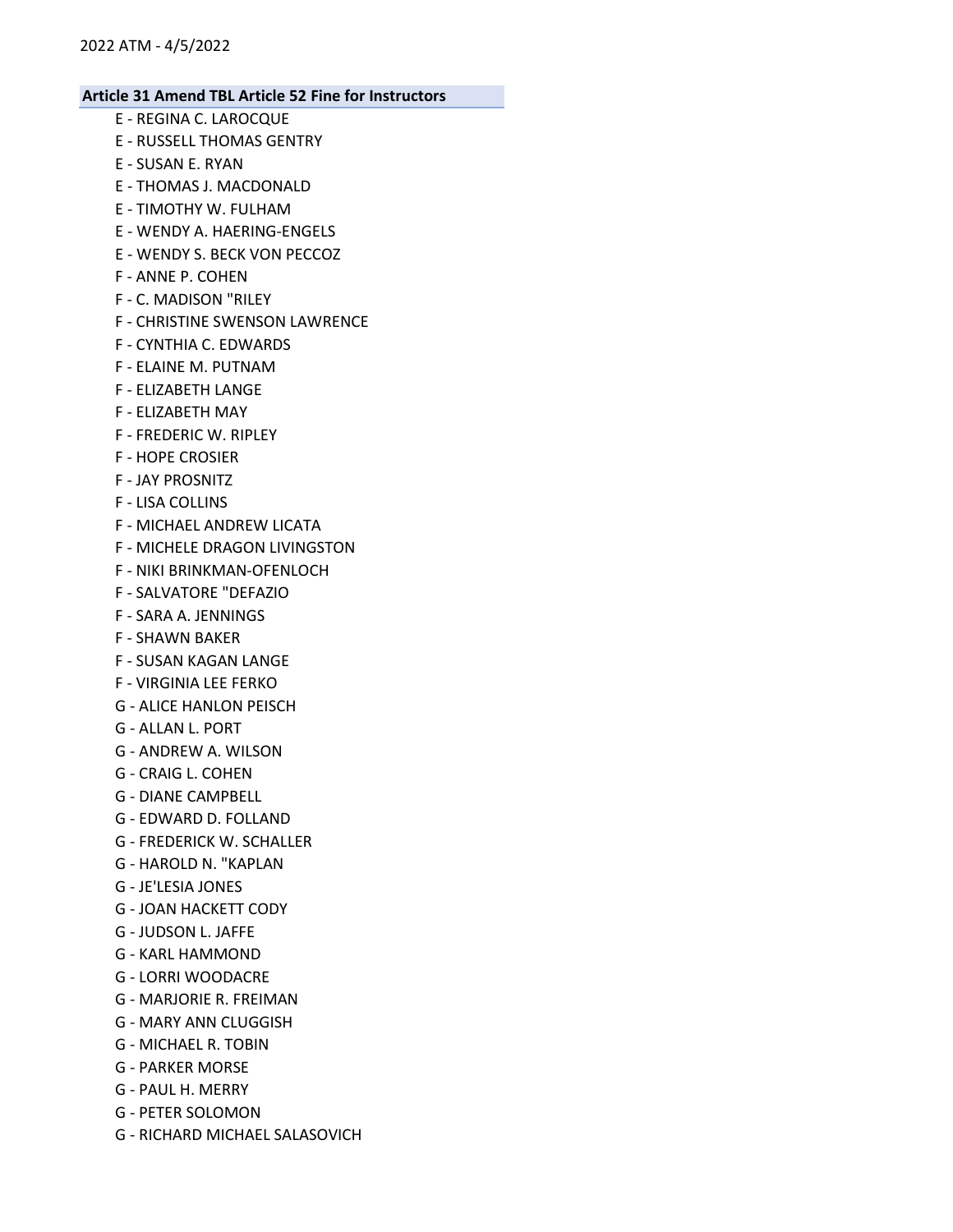**Article 31 Amend TBL Article 52 Fine for Instructors**

E - REGINA C. LAROCQUE
E - RUSSELL THOMAS GENTRY
E - SUSAN E. RYAN
E - THOMAS J. MACDONALD
E - TIMOTHY W. FULHAM
E - WENDY A. HAERING-ENGELS
E - WENDY S. BECK VON PECCOZ
F - ANNE P. COHEN
F - C. MADISON "RILEY
F - CHRISTINE SWENSON LAWRENCE
F - CYNTHIA C. EDWARDS
F - ELAINE M. PUTNAM
F - ELIZABETH LANGE
F - ELIZABETH MAY
F - FREDERIC W. RIPLEY
F - HOPE CROSIER
F - JAY PROSNITZ
F - LISA COLLINS
F - MICHAEL ANDREW LICATA
F - MICHELE DRAGON LIVINGSTON
F - NIKI BRINKMAN-OFENLOCH
F - SALVATORE "DEFAZIO
F - SARA A. JENNINGS
F - SHAWN BAKER
F - SUSAN KAGAN LANGE
F - VIRGINIA LEE FERKO
G - ALICE HANLON PEISCH
G - ALLAN L. PORT
G - ANDREW A. WILSON
G - CRAIG L. COHEN
G - DIANE CAMPBELL
G - EDWARD D. FOLLAND
G - FREDERICK W. SCHALLER
G - HAROLD N. "KAPLAN
G - JE'LESIA JONES
G - JOAN HACKETT CODY
G - JUDSON L. JAFFE
G - KARL HAMMOND
G - LORRI WOODACRE
G - MARJORIE R. FREIMAN
G - MARY ANN CLUGGISH
G - MICHAEL R. TOBIN
G - PARKER MORSE
G - PAUL H. MERRY
G - PETER SOLOMON
G - RICHARD MICHAEL SALASOVICH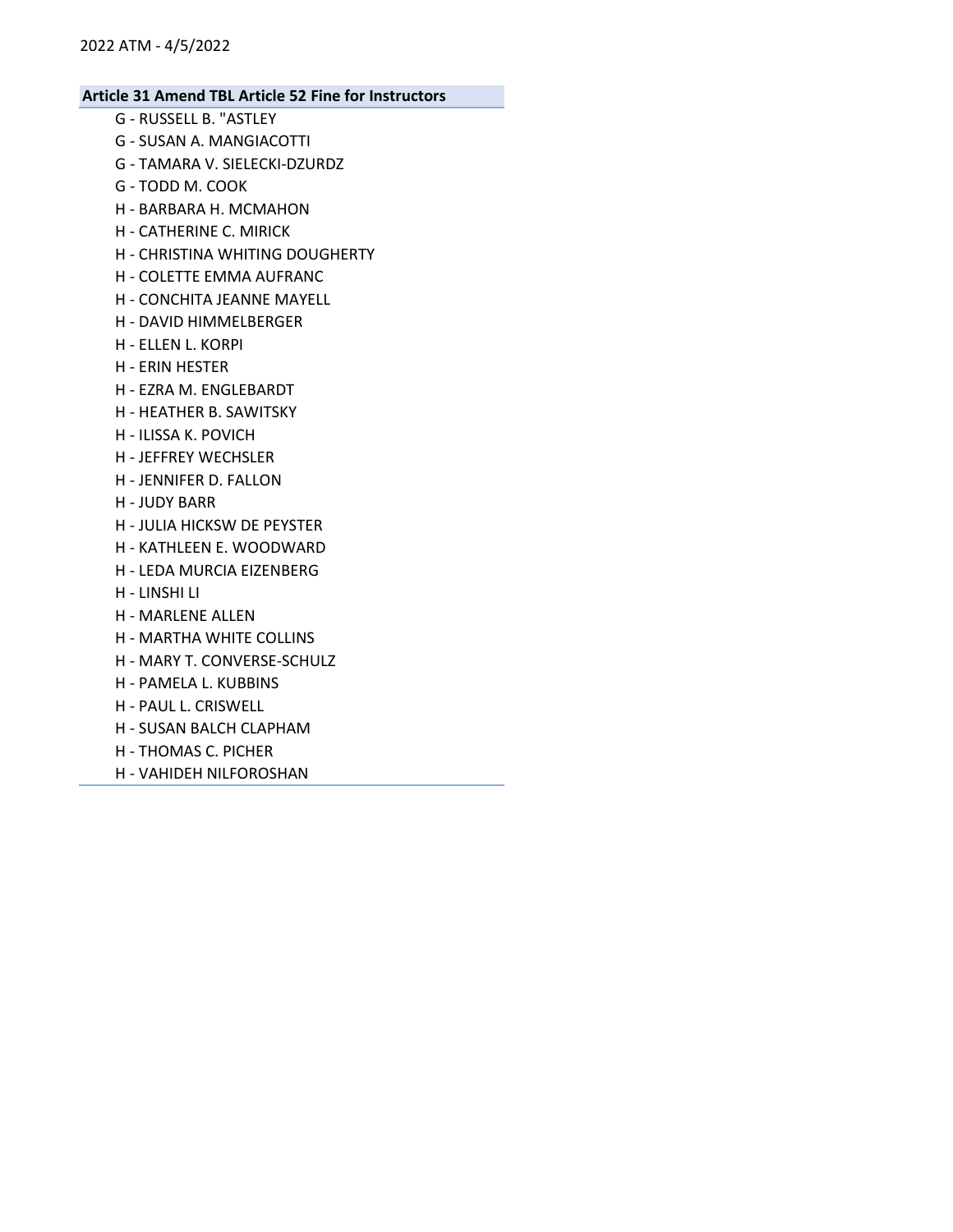### Article 31 Amend TBL Article 52 Fine for Instructors

G - RUSSELL B. "ASTLEY
G - SUSAN A. MANGIACOTTI
G - TAMARA V. SIELECKI-DZURDZ
G - TODD M. COOK
H - BARBARA H. MCMAHON
H - CATHERINE C. MIRICK
H - CHRISTINA WHITING DOUGHERTY
H - COLETTE EMMA AUFRANC
H - CONCHITA JEANNE MAYELL
H - DAVID HIMMELBERGER
H - ELLEN L. KORPI
H - ERIN HESTER
H - EZRA M. ENGLEBARDT
H - HEATHER B. SAWITSKY
H - ILISSA K. POVICH
H - JEFFREY WECHSLER
H - JENNIFER D. FALLON
H - JUDY BARR
H - JULIA HICKSW DE PEYSTER
H - KATHLEEN E. WOODWARD
H - LEDA MURCIA EIZENBERG
H - LINSHI LI
H - MARLENE ALLEN
H - MARTHA WHITE COLLINS
H - MARY T. CONVERSE-SCHULZ
H - PAMELA L. KUBBINS
H - PAUL L. CRISWELL
H - SUSAN BALCH CLAPHAM
H - THOMAS C. PICHER
H - VAHIDEH NILFOROSHAN